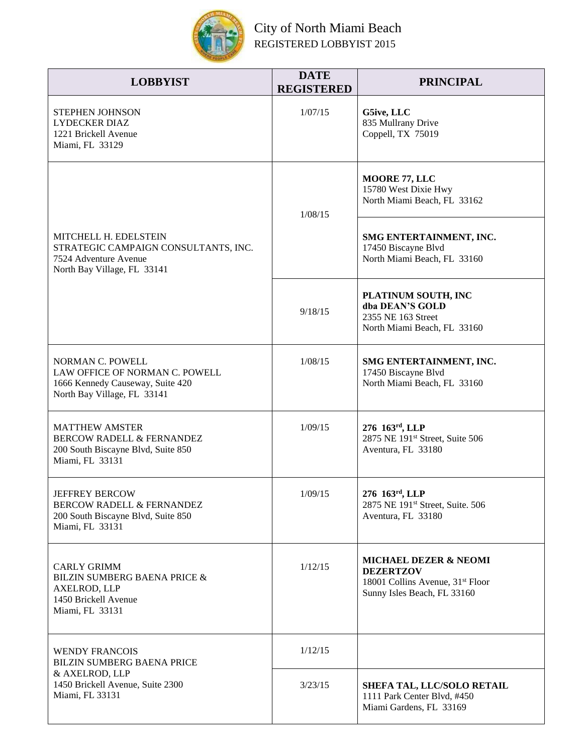# City of North Miami Beach

REGISTERED LOBBYIST 2015

| LOBBYIST | DATE REGISTERED | PRINCIPAL |
|---|---|---|
| STEPHEN JOHNSON<br>LYDECKER DIAZ<br>1221 Brickell Avenue<br>Miami, FL 33129 | 1/07/15 | **G5ive, LLC**<br>835 Mullrany Drive<br>Coppell, TX 75019 |
| MITCHELL H. EDELSTEIN<br>STRATEGIC CAMPAIGN CONSULTANTS, INC.<br>7524 Adventure Avenue<br>North Bay Village, FL 33141 | 1/08/15 | **MOORE 77, LLC**<br>15780 West Dixie Hwy<br>North Miami Beach, FL 33162 |
| | | **SMG ENTERTAINMENT, INC.**<br>17450 Biscayne Blvd<br>North Miami Beach, FL 33160 |
| | 9/18/15 | **PLATINUM SOUTH, INC**<br>**dba DEAN'S GOLD**<br>2355 NE 163 Street<br>North Miami Beach, FL 33160 |
| NORMAN C. POWELL<br>LAW OFFICE OF NORMAN C. POWELL<br>1666 Kennedy Causeway, Suite 420<br>North Bay Village, FL 33141 | 1/08/15 | **SMG ENTERTAINMENT, INC.**<br>17450 Biscayne Blvd<br>North Miami Beach, FL 33160 |
| MATTHEW AMSTER<br>BERCOW RADELL & FERNANDEZ<br>200 South Biscayne Blvd, Suite 850<br>Miami, FL 33131 | 1/09/15 | **276 163rd, LLP**<br>2875 NE 191st Street, Suite 506<br>Aventura, FL 33180 |
| JEFFREY BERCOW<br>BERCOW RADELL & FERNANDEZ<br>200 South Biscayne Blvd, Suite 850<br>Miami, FL 33131 | 1/09/15 | **276 163rd, LLP**<br>2875 NE 191st Street, Suite. 506<br>Aventura, FL 33180 |
| CARLY GRIMM<br>BILZIN SUMBERG BAENA PRICE &<br>AXELROD, LLP<br>1450 Brickell Avenue<br>Miami, FL 33131 | 1/12/15 | **MICHAEL DEZER & NEOMI DEZERTZOV**<br>18001 Collins Avenue, 31st Floor<br>Sunny Isles Beach, FL 33160 |
| WENDY FRANCOIS<br>BILZIN SUMBERG BAENA PRICE<br>& AXELROD, LLP<br>1450 Brickell Avenue, Suite 2300<br>Miami, FL 33131 | 1/12/15 | |
| | 3/23/15 | **SHEFA TAL, LLC/SOLO RETAIL**<br>1111 Park Center Blvd, #450<br>Miami Gardens, FL 33169 |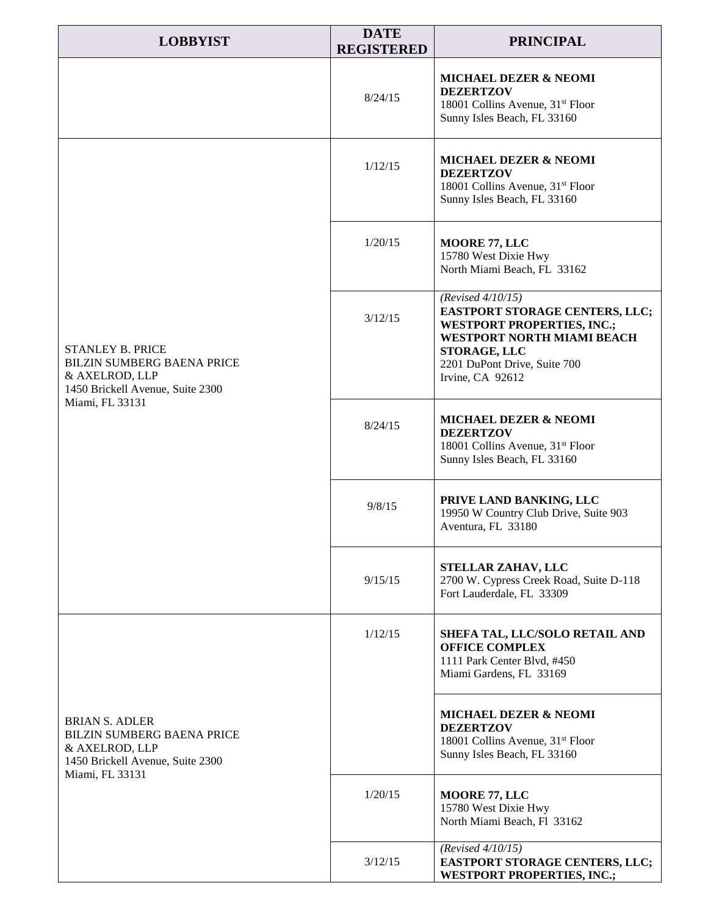| LOBBYIST | DATE REGISTERED | PRINCIPAL |
|---|---|---|
| | 8/24/15 | **MICHAEL DEZER & NEOMI DEZERTZOV**<br>18001 Collins Avenue, 31st Floor<br>Sunny Isles Beach, FL 33160 |
| STANLEY B. PRICE<br>BILZIN SUMBERG BAENA PRICE & AXELROD, LLP<br>1450 Brickell Avenue, Suite 2300<br>Miami, FL 33131 | 1/12/15 | **MICHAEL DEZER & NEOMI DEZERTZOV**<br>18001 Collins Avenue, 31st Floor<br>Sunny Isles Beach, FL 33160 |
| | 1/20/15 | **MOORE 77, LLC**<br>15780 West Dixie Hwy<br>North Miami Beach, FL 33162 |
| | 3/12/15 | *(Revised 4/10/15)*<br>**EASTPORT STORAGE CENTERS, LLC; WESTPORT PROPERTIES, INC.; WESTPORT NORTH MIAMI BEACH STORAGE, LLC**<br>2201 DuPont Drive, Suite 700<br>Irvine, CA 92612 |
| | 8/24/15 | **MICHAEL DEZER & NEOMI DEZERTZOV**<br>18001 Collins Avenue, 31st Floor<br>Sunny Isles Beach, FL 33160 |
| | 9/8/15 | **PRIVE LAND BANKING, LLC**<br>19950 W Country Club Drive, Suite 903<br>Aventura, FL 33180 |
| | 9/15/15 | **STELLAR ZAHAV, LLC**<br>2700 W. Cypress Creek Road, Suite D-118<br>Fort Lauderdale, FL 33309 |
| BRIAN S. ADLER<br>BILZIN SUMBERG BAENA PRICE & AXELROD, LLP<br>1450 Brickell Avenue, Suite 2300<br>Miami, FL 33131 | 1/12/15 | **SHEFA TAL, LLC/SOLO RETAIL AND OFFICE COMPLEX**<br>1111 Park Center Blvd, #450<br>Miami Gardens, FL 33169 |
| | | **MICHAEL DEZER & NEOMI DEZERTZOV**<br>18001 Collins Avenue, 31st Floor<br>Sunny Isles Beach, FL 33160 |
| | 1/20/15 | **MOORE 77, LLC**<br>15780 West Dixie Hwy<br>North Miami Beach, Fl 33162 |
| | 3/12/15 | *(Revised 4/10/15)*<br>**EASTPORT STORAGE CENTERS, LLC; WESTPORT PROPERTIES, INC.;** |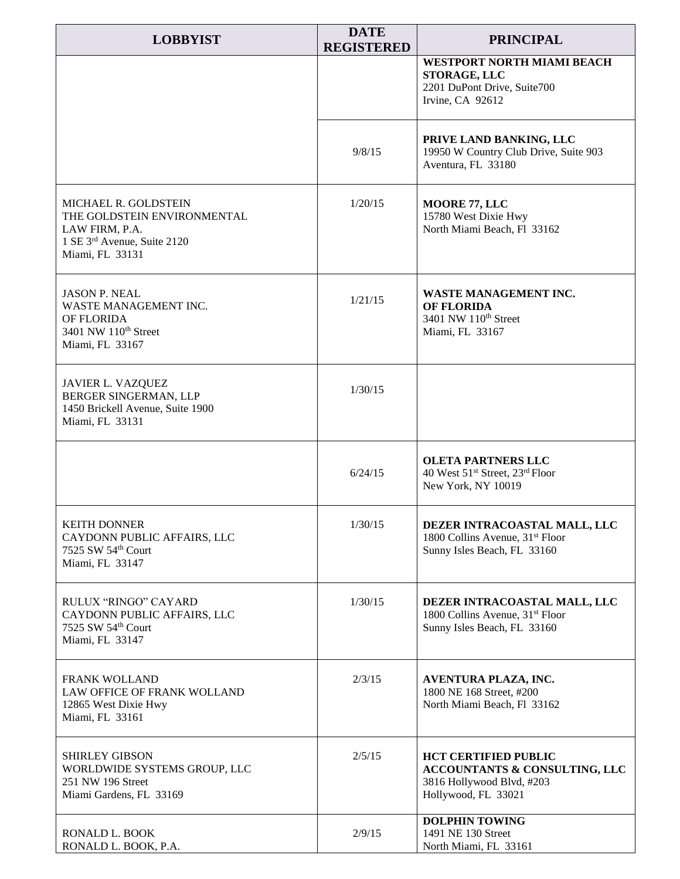| LOBBYIST | DATE REGISTERED | PRINCIPAL |
|---|---|---|
| | | **WESTPORT NORTH MIAMI BEACH STORAGE, LLC**<br>2201 DuPont Drive, Suite700<br>Irvine, CA 92612 |
| | 9/8/15 | **PRIVE LAND BANKING, LLC**<br>19950 W Country Club Drive, Suite 903<br>Aventura, FL 33180 |
| MICHAEL R. GOLDSTEIN<br>THE GOLDSTEIN ENVIRONMENTAL LAW FIRM, P.A.<br>1 SE 3rd Avenue, Suite 2120<br>Miami, FL 33131 | 1/20/15 | **MOORE 77, LLC**<br>15780 West Dixie Hwy<br>North Miami Beach, Fl 33162 |
| JASON P. NEAL<br>WASTE MANAGEMENT INC. OF FLORIDA<br>3401 NW 110th Street<br>Miami, FL 33167 | 1/21/15 | **WASTE MANAGEMENT INC. OF FLORIDA**<br>3401 NW 110th Street<br>Miami, FL 33167 |
| JAVIER L. VAZQUEZ<br>BERGER SINGERMAN, LLP<br>1450 Brickell Avenue, Suite 1900<br>Miami, FL 33131 | 1/30/15 | |
| | 6/24/15 | **OLETA PARTNERS LLC**<br>40 West 51st Street, 23rd Floor<br>New York, NY 10019 |
| KEITH DONNER<br>CAYDONN PUBLIC AFFAIRS, LLC<br>7525 SW 54th Court<br>Miami, FL 33147 | 1/30/15 | **DEZER INTRACOASTAL MALL, LLC**<br>1800 Collins Avenue, 31st Floor<br>Sunny Isles Beach, FL 33160 |
| RULUX "RINGO" CAYARD<br>CAYDONN PUBLIC AFFAIRS, LLC<br>7525 SW 54th Court<br>Miami, FL 33147 | 1/30/15 | **DEZER INTRACOASTAL MALL, LLC**<br>1800 Collins Avenue, 31st Floor<br>Sunny Isles Beach, FL 33160 |
| FRANK WOLLAND<br>LAW OFFICE OF FRANK WOLLAND<br>12865 West Dixie Hwy<br>Miami, FL 33161 | 2/3/15 | **AVENTURA PLAZA, INC.**<br>1800 NE 168 Street, #200<br>North Miami Beach, Fl 33162 |
| SHIRLEY GIBSON<br>WORLDWIDE SYSTEMS GROUP, LLC<br>251 NW 196 Street<br>Miami Gardens, FL 33169 | 2/5/15 | **HCT CERTIFIED PUBLIC ACCOUNTANTS & CONSULTING, LLC**<br>3816 Hollywood Blvd, #203<br>Hollywood, FL 33021 |
| RONALD L. BOOK<br>RONALD L. BOOK, P.A. | 2/9/15 | **DOLPHIN TOWING**<br>1491 NE 130 Street<br>North Miami, FL 33161 |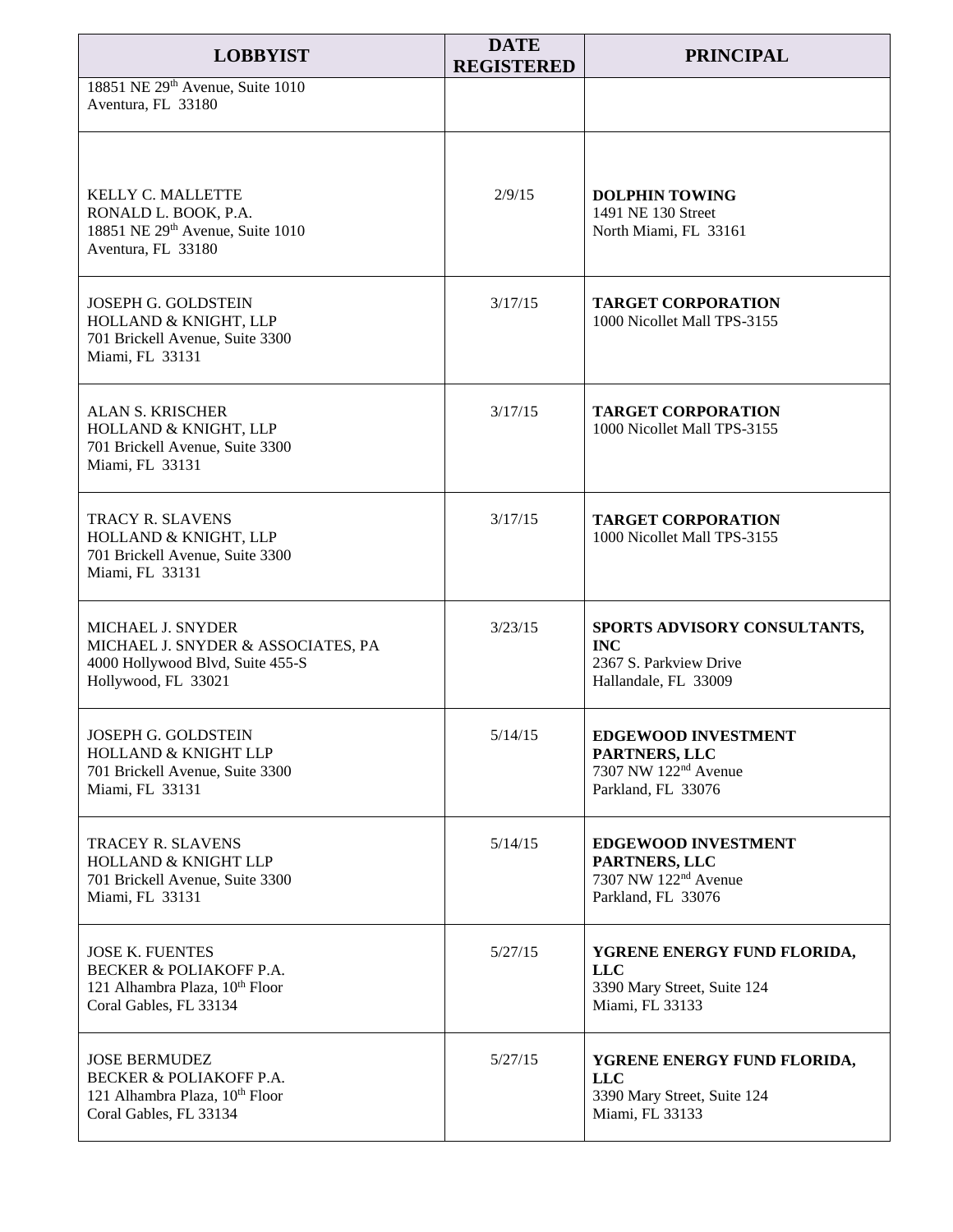| LOBBYIST | DATE REGISTERED | PRINCIPAL |
|---|---|---|
| 18851 NE 29th Avenue, Suite 1010<br>Aventura, FL 33180 | | |
| KELLY C. MALLETTE<br>RONALD L. BOOK, P.A.<br>18851 NE 29th Avenue, Suite 1010<br>Aventura, FL 33180 | 2/9/15 | **DOLPHIN TOWING**<br>1491 NE 130 Street<br>North Miami, FL 33161 |
| JOSEPH G. GOLDSTEIN<br>HOLLAND & KNIGHT, LLP<br>701 Brickell Avenue, Suite 3300<br>Miami, FL 33131 | 3/17/15 | **TARGET CORPORATION**<br>1000 Nicollet Mall TPS-3155 |
| ALAN S. KRISCHER<br>HOLLAND & KNIGHT, LLP<br>701 Brickell Avenue, Suite 3300<br>Miami, FL 33131 | 3/17/15 | **TARGET CORPORATION**<br>1000 Nicollet Mall TPS-3155 |
| TRACY R. SLAVENS<br>HOLLAND & KNIGHT, LLP<br>701 Brickell Avenue, Suite 3300<br>Miami, FL 33131 | 3/17/15 | **TARGET CORPORATION**<br>1000 Nicollet Mall TPS-3155 |
| MICHAEL J. SNYDER<br>MICHAEL J. SNYDER & ASSOCIATES, PA<br>4000 Hollywood Blvd, Suite 455-S<br>Hollywood, FL 33021 | 3/23/15 | **SPORTS ADVISORY CONSULTANTS, INC**<br>2367 S. Parkview Drive<br>Hallandale, FL 33009 |
| JOSEPH G. GOLDSTEIN<br>HOLLAND & KNIGHT LLP<br>701 Brickell Avenue, Suite 3300<br>Miami, FL 33131 | 5/14/15 | **EDGEWOOD INVESTMENT PARTNERS, LLC**<br>7307 NW 122nd Avenue<br>Parkland, FL 33076 |
| TRACEY R. SLAVENS<br>HOLLAND & KNIGHT LLP<br>701 Brickell Avenue, Suite 3300<br>Miami, FL 33131 | 5/14/15 | **EDGEWOOD INVESTMENT PARTNERS, LLC**<br>7307 NW 122nd Avenue<br>Parkland, FL 33076 |
| JOSE K. FUENTES<br>BECKER & POLIAKOFF P.A.<br>121 Alhambra Plaza, 10th Floor<br>Coral Gables, FL 33134 | 5/27/15 | **YGRENE ENERGY FUND FLORIDA, LLC**<br>3390 Mary Street, Suite 124<br>Miami, FL 33133 |
| JOSE BERMUDEZ<br>BECKER & POLIAKOFF P.A.<br>121 Alhambra Plaza, 10th Floor<br>Coral Gables, FL 33134 | 5/27/15 | **YGRENE ENERGY FUND FLORIDA, LLC**<br>3390 Mary Street, Suite 124<br>Miami, FL 33133 |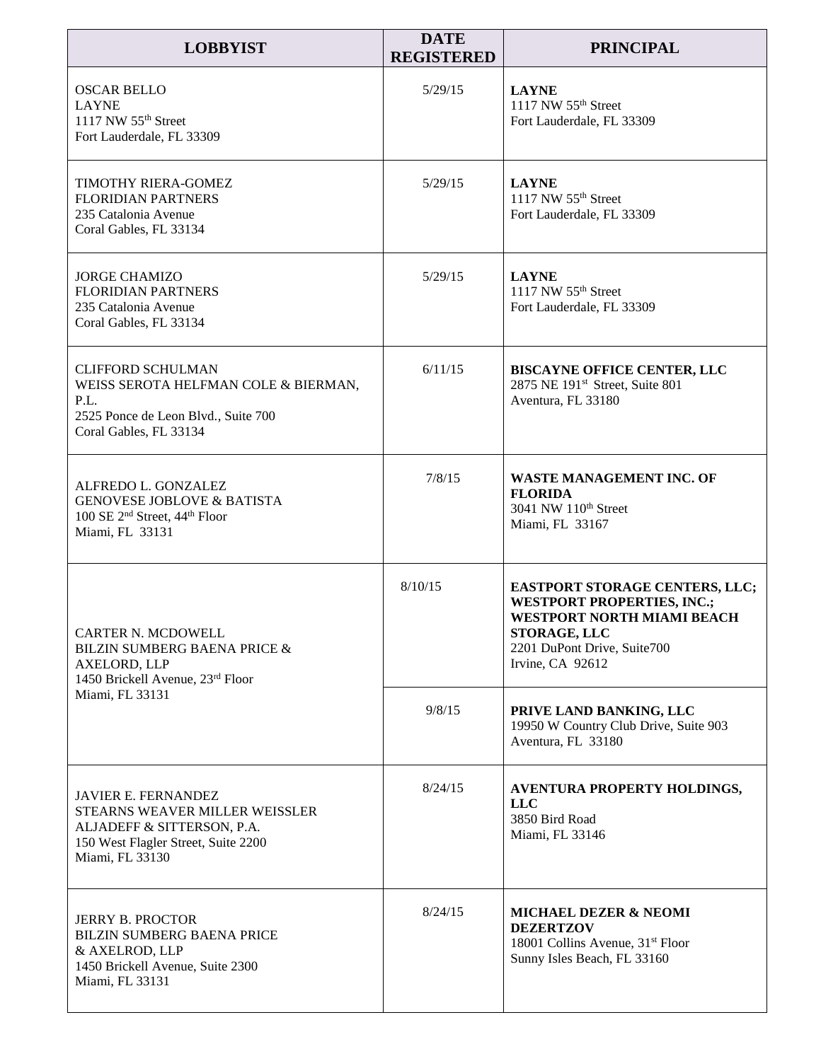| LOBBYIST | DATE REGISTERED | PRINCIPAL |
|---|---|---|
| OSCAR BELLO<br>LAYNE<br>1117 NW 55th Street<br>Fort Lauderdale, FL 33309 | 5/29/15 | **LAYNE**<br>1117 NW 55th Street<br>Fort Lauderdale, FL 33309 |
| TIMOTHY RIERA-GOMEZ<br>FLORIDIAN PARTNERS<br>235 Catalonia Avenue<br>Coral Gables, FL 33134 | 5/29/15 | **LAYNE**<br>1117 NW 55th Street<br>Fort Lauderdale, FL 33309 |
| JORGE CHAMIZO<br>FLORIDIAN PARTNERS<br>235 Catalonia Avenue<br>Coral Gables, FL 33134 | 5/29/15 | **LAYNE**<br>1117 NW 55th Street<br>Fort Lauderdale, FL 33309 |
| CLIFFORD SCHULMAN<br>WEISS SEROTA HELFMAN COLE & BIERMAN, P.L.<br>2525 Ponce de Leon Blvd., Suite 700<br>Coral Gables, FL 33134 | 6/11/15 | **BISCAYNE OFFICE CENTER, LLC**<br>2875 NE 191st Street, Suite 801<br>Aventura, FL 33180 |
| ALFREDO L. GONZALEZ<br>GENOVESE JOBLOVE & BATISTA<br>100 SE 2nd Street, 44th Floor<br>Miami, FL 33131 | 7/8/15 | **WASTE MANAGEMENT INC. OF FLORIDA**<br>3041 NW 110th Street<br>Miami, FL 33167 |
| CARTER N. MCDOWELL<br>BILZIN SUMBERG BAENA PRICE & AXELORD, LLP<br>1450 Brickell Avenue, 23rd Floor<br>Miami, FL 33131 | 8/10/15 | **EASTPORT STORAGE CENTERS, LLC; WESTPORT PROPERTIES, INC.; WESTPORT NORTH MIAMI BEACH STORAGE, LLC**<br>2201 DuPont Drive, Suite700<br>Irvine, CA 92612 |
| | 9/8/15 | **PRIVE LAND BANKING, LLC**<br>19950 W Country Club Drive, Suite 903<br>Aventura, FL 33180 |
| JAVIER E. FERNANDEZ<br>STEARNS WEAVER MILLER WEISSLER ALJADEFF & SITTERSON, P.A.<br>150 West Flagler Street, Suite 2200<br>Miami, FL 33130 | 8/24/15 | **AVENTURA PROPERTY HOLDINGS, LLC**<br>3850 Bird Road<br>Miami, FL 33146 |
| JERRY B. PROCTOR<br>BILZIN SUMBERG BAENA PRICE & AXELROD, LLP<br>1450 Brickell Avenue, Suite 2300<br>Miami, FL 33131 | 8/24/15 | **MICHAEL DEZER & NEOMI DEZERTZOV**<br>18001 Collins Avenue, 31st Floor<br>Sunny Isles Beach, FL 33160 |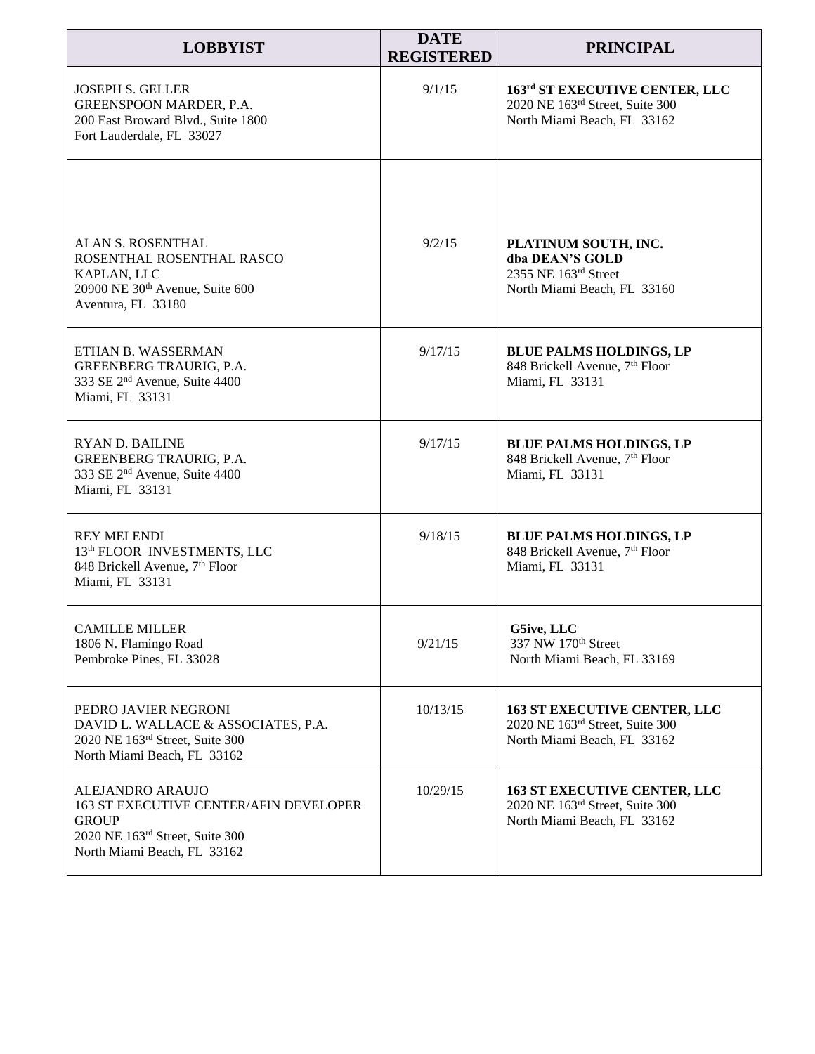| LOBBYIST | DATE REGISTERED | PRINCIPAL |
|---|---|---|
| JOSEPH S. GELLER<br>GREENSPOON MARDER, P.A.<br>200 East Broward Blvd., Suite 1800<br>Fort Lauderdale, FL 33027 | 9/1/15 | **163rd ST EXECUTIVE CENTER, LLC**<br>2020 NE 163rd Street, Suite 300<br>North Miami Beach, FL 33162 |
| ALAN S. ROSENTHAL<br>ROSENTHAL ROSENTHAL RASCO KAPLAN, LLC<br>20900 NE 30th Avenue, Suite 600<br>Aventura, FL 33180 | 9/2/15 | **PLATINUM SOUTH, INC.**<br>**dba DEAN'S GOLD**<br>2355 NE 163rd Street<br>North Miami Beach, FL 33160 |
| ETHAN B. WASSERMAN<br>GREENBERG TRAURIG, P.A.<br>333 SE 2nd Avenue, Suite 4400<br>Miami, FL 33131 | 9/17/15 | **BLUE PALMS HOLDINGS, LP**<br>848 Brickell Avenue, 7th Floor<br>Miami, FL 33131 |
| RYAN D. BAILINE<br>GREENBERG TRAURIG, P.A.<br>333 SE 2nd Avenue, Suite 4400<br>Miami, FL 33131 | 9/17/15 | **BLUE PALMS HOLDINGS, LP**<br>848 Brickell Avenue, 7th Floor<br>Miami, FL 33131 |
| REY MELENDI<br>13th FLOOR INVESTMENTS, LLC<br>848 Brickell Avenue, 7th Floor<br>Miami, FL 33131 | 9/18/15 | **BLUE PALMS HOLDINGS, LP**<br>848 Brickell Avenue, 7th Floor<br>Miami, FL 33131 |
| CAMILLE MILLER<br>1806 N. Flamingo Road<br>Pembroke Pines, FL 33028 | 9/21/15 | **G5ive, LLC**<br>337 NW 170th Street<br>North Miami Beach, FL 33169 |
| PEDRO JAVIER NEGRONI<br>DAVID L. WALLACE & ASSOCIATES, P.A.<br>2020 NE 163rd Street, Suite 300<br>North Miami Beach, FL 33162 | 10/13/15 | **163 ST EXECUTIVE CENTER, LLC**<br>2020 NE 163rd Street, Suite 300<br>North Miami Beach, FL 33162 |
| ALEJANDRO ARAUJO<br>163 ST EXECUTIVE CENTER/AFIN DEVELOPER GROUP<br>2020 NE 163rd Street, Suite 300<br>North Miami Beach, FL 33162 | 10/29/15 | **163 ST EXECUTIVE CENTER, LLC**<br>2020 NE 163rd Street, Suite 300<br>North Miami Beach, FL 33162 |